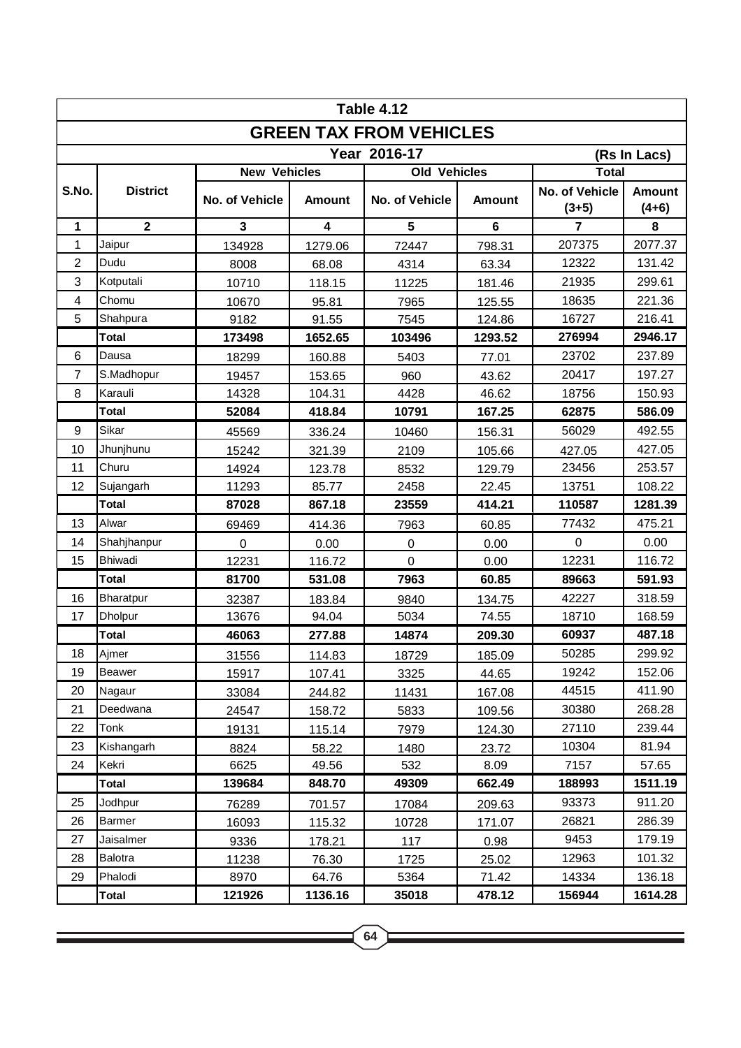# Table 4.12

## GREEN TAX FROM VEHICLES

**Year 2016-17** (Rs In Lacs)

| S.No. | District | New Vehicles | | Old Vehicles | | Total | |
|---|---|---|---|---|---|---|---|
| | | No. of Vehicle | Amount | No. of Vehicle | Amount | No. of Vehicle (3+5) | Amount (4+6) |
| 1 | 2 | 3 | 4 | 5 | 6 | 7 | 8 |
| 1 | Jaipur | 134928 | 1279.06 | 72447 | 798.31 | 207375 | 2077.37 |
| 2 | Dudu | 8008 | 68.08 | 4314 | 63.34 | 12322 | 131.42 |
| 3 | Kotputali | 10710 | 118.15 | 11225 | 181.46 | 21935 | 299.61 |
| 4 | Chomu | 10670 | 95.81 | 7965 | 125.55 | 18635 | 221.36 |
| 5 | Shahpura | 9182 | 91.55 | 7545 | 124.86 | 16727 | 216.41 |
| | **Total** | **173498** | **1652.65** | **103496** | **1293.52** | **276994** | **2946.17** |
| 6 | Dausa | 18299 | 160.88 | 5403 | 77.01 | 23702 | 237.89 |
| 7 | S.Madhopur | 19457 | 153.65 | 960 | 43.62 | 20417 | 197.27 |
| 8 | Karauli | 14328 | 104.31 | 4428 | 46.62 | 18756 | 150.93 |
| | **Total** | **52084** | **418.84** | **10791** | **167.25** | **62875** | **586.09** |
| 9 | Sikar | 45569 | 336.24 | 10460 | 156.31 | 56029 | 492.55 |
| 10 | Jhunjhunu | 15242 | 321.39 | 2109 | 105.66 | 427.05 | 427.05 |
| 11 | Churu | 14924 | 123.78 | 8532 | 129.79 | 23456 | 253.57 |
| 12 | Sujangarh | 11293 | 85.77 | 2458 | 22.45 | 13751 | 108.22 |
| | **Total** | **87028** | **867.18** | **23559** | **414.21** | **110587** | **1281.39** |
| 13 | Alwar | 69469 | 414.36 | 7963 | 60.85 | 77432 | 475.21 |
| 14 | Shahjhanpur | 0 | 0.00 | 0 | 0.00 | 0 | 0.00 |
| 15 | Bhiwadi | 12231 | 116.72 | 0 | 0.00 | 12231 | 116.72 |
| | **Total** | **81700** | **531.08** | **7963** | **60.85** | **89663** | **591.93** |
| 16 | Bharatpur | 32387 | 183.84 | 9840 | 134.75 | 42227 | 318.59 |
| 17 | Dholpur | 13676 | 94.04 | 5034 | 74.55 | 18710 | 168.59 |
| | **Total** | **46063** | **277.88** | **14874** | **209.30** | **60937** | **487.18** |
| 18 | Ajmer | 31556 | 114.83 | 18729 | 185.09 | 50285 | 299.92 |
| 19 | Beawer | 15917 | 107.41 | 3325 | 44.65 | 19242 | 152.06 |
| 20 | Nagaur | 33084 | 244.82 | 11431 | 167.08 | 44515 | 411.90 |
| 21 | Deedwana | 24547 | 158.72 | 5833 | 109.56 | 30380 | 268.28 |
| 22 | Tonk | 19131 | 115.14 | 7979 | 124.30 | 27110 | 239.44 |
| 23 | Kishangarh | 8824 | 58.22 | 1480 | 23.72 | 10304 | 81.94 |
| 24 | Kekri | 6625 | 49.56 | 532 | 8.09 | 7157 | 57.65 |
| | **Total** | **139684** | **848.70** | **49309** | **662.49** | **188993** | **1511.19** |
| 25 | Jodhpur | 76289 | 701.57 | 17084 | 209.63 | 93373 | 911.20 |
| 26 | Barmer | 16093 | 115.32 | 10728 | 171.07 | 26821 | 286.39 |
| 27 | Jaisalmer | 9336 | 178.21 | 117 | 0.98 | 9453 | 179.19 |
| 28 | Balotra | 11238 | 76.30 | 1725 | 25.02 | 12963 | 101.32 |
| 29 | Phalodi | 8970 | 64.76 | 5364 | 71.42 | 14334 | 136.18 |
| | **Total** | **121926** | **1136.16** | **35018** | **478.12** | **156944** | **1614.28** |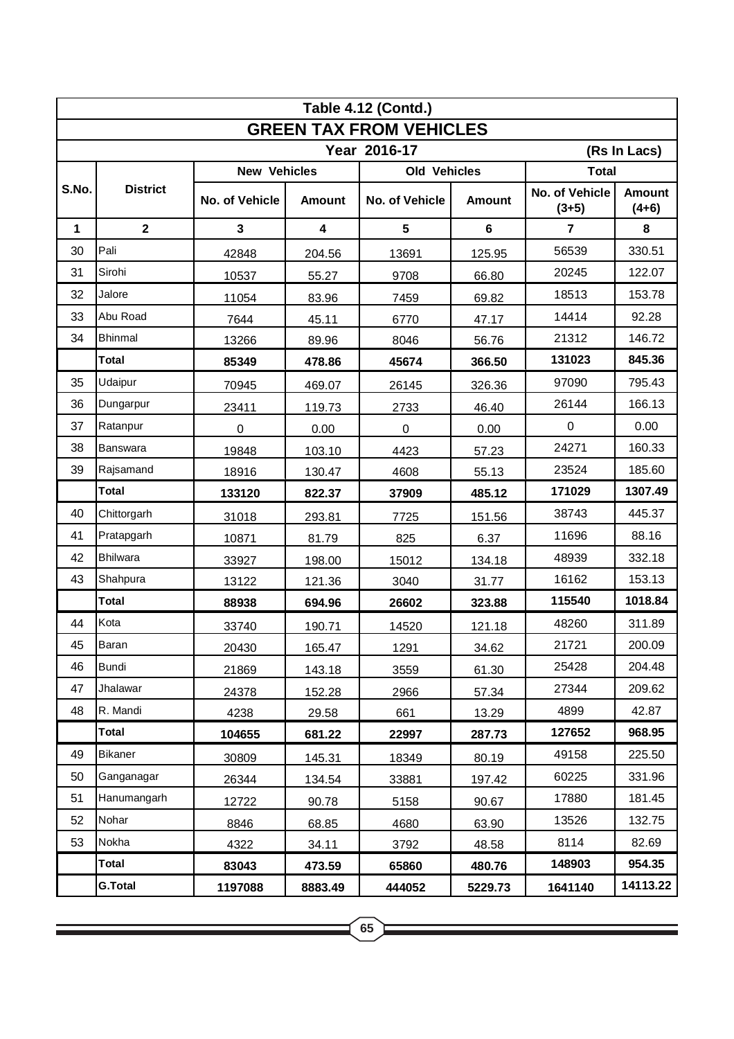| Table 4.12 (Contd.) | | | | | | | |
|---|---|---|---|---|---|---|---|
| **GREEN TAX FROM VEHICLES** | | | | | | | |
| **Year 2016-17** | | | | | | | **(Rs In Lacs)** |
| **S.No.** | **District** | **New Vehicles** | | **Old Vehicles** | | **Total** | |
| | | **No. of Vehicle** | **Amount** | **No. of Vehicle** | **Amount** | **No. of Vehicle (3+5)** | **Amount (4+6)** |
| **1** | **2** | **3** | **4** | **5** | **6** | **7** | **8** |
| 30 | Pali | 42848 | 204.56 | 13691 | 125.95 | 56539 | 330.51 |
| 31 | Sirohi | 10537 | 55.27 | 9708 | 66.80 | 20245 | 122.07 |
| 32 | Jalore | 11054 | 83.96 | 7459 | 69.82 | 18513 | 153.78 |
| 33 | Abu Road | 7644 | 45.11 | 6770 | 47.17 | 14414 | 92.28 |
| 34 | Bhinmal | 13266 | 89.96 | 8046 | 56.76 | 21312 | 146.72 |
| | **Total** | **85349** | **478.86** | **45674** | **366.50** | **131023** | **845.36** |
| 35 | Udaipur | 70945 | 469.07 | 26145 | 326.36 | 97090 | 795.43 |
| 36 | Dungarpur | 23411 | 119.73 | 2733 | 46.40 | 26144 | 166.13 |
| 37 | Ratanpur | 0 | 0.00 | 0 | 0.00 | 0 | 0.00 |
| 38 | Banswara | 19848 | 103.10 | 4423 | 57.23 | 24271 | 160.33 |
| 39 | Rajsamand | 18916 | 130.47 | 4608 | 55.13 | 23524 | 185.60 |
| | **Total** | **133120** | **822.37** | **37909** | **485.12** | **171029** | **1307.49** |
| 40 | Chittorgarh | 31018 | 293.81 | 7725 | 151.56 | 38743 | 445.37 |
| 41 | Pratapgarh | 10871 | 81.79 | 825 | 6.37 | 11696 | 88.16 |
| 42 | Bhilwara | 33927 | 198.00 | 15012 | 134.18 | 48939 | 332.18 |
| 43 | Shahpura | 13122 | 121.36 | 3040 | 31.77 | 16162 | 153.13 |
| | **Total** | **88938** | **694.96** | **26602** | **323.88** | **115540** | **1018.84** |
| 44 | Kota | 33740 | 190.71 | 14520 | 121.18 | 48260 | 311.89 |
| 45 | Baran | 20430 | 165.47 | 1291 | 34.62 | 21721 | 200.09 |
| 46 | Bundi | 21869 | 143.18 | 3559 | 61.30 | 25428 | 204.48 |
| 47 | Jhalawar | 24378 | 152.28 | 2966 | 57.34 | 27344 | 209.62 |
| 48 | R. Mandi | 4238 | 29.58 | 661 | 13.29 | 4899 | 42.87 |
| | **Total** | **104655** | **681.22** | **22997** | **287.73** | **127652** | **968.95** |
| 49 | Bikaner | 30809 | 145.31 | 18349 | 80.19 | 49158 | 225.50 |
| 50 | Ganganagar | 26344 | 134.54 | 33881 | 197.42 | 60225 | 331.96 |
| 51 | Hanumangarh | 12722 | 90.78 | 5158 | 90.67 | 17880 | 181.45 |
| 52 | Nohar | 8846 | 68.85 | 4680 | 63.90 | 13526 | 132.75 |
| 53 | Nokha | 4322 | 34.11 | 3792 | 48.58 | 8114 | 82.69 |
| | **Total** | **83043** | **473.59** | **65860** | **480.76** | **148903** | **954.35** |
| | **G.Total** | **1197088** | **8883.49** | **444052** | **5229.73** | **1641140** | **14113.22** |